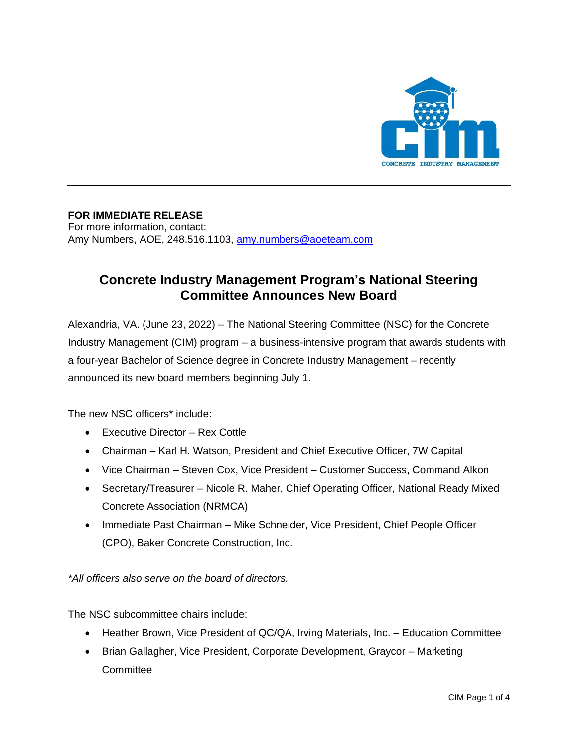**FOR IMMEDIATE RELEASE**
For more information, contact:
Amy Numbers, AOE, 248.516.1103, [amy.numbers@aoeteam.com](mailto:amy.numbers@aoeteam.com)

## Concrete Industry Management Program's National Steering Committee Announces New Board

Alexandria, VA. (June 23, 2022) – The National Steering Committee (NSC) for the Concrete Industry Management (CIM) program – a business-intensive program that awards students with a four-year Bachelor of Science degree in Concrete Industry Management – recently announced its new board members beginning July 1.

The new NSC officers* include:

- Executive Director – Rex Cottle
- Chairman – Karl H. Watson, President and Chief Executive Officer, 7W Capital
- Vice Chairman – Steven Cox, Vice President – Customer Success, Command Alkon
- Secretary/Treasurer – Nicole R. Maher, Chief Operating Officer, National Ready Mixed Concrete Association (NRMCA)
- Immediate Past Chairman – Mike Schneider, Vice President, Chief People Officer (CPO), Baker Concrete Construction, Inc.

*\*All officers also serve on the board of directors.*

The NSC subcommittee chairs include:

- Heather Brown, Vice President of QC/QA, Irving Materials, Inc. – Education Committee
- Brian Gallagher, Vice President, Corporate Development, Graycor – Marketing Committee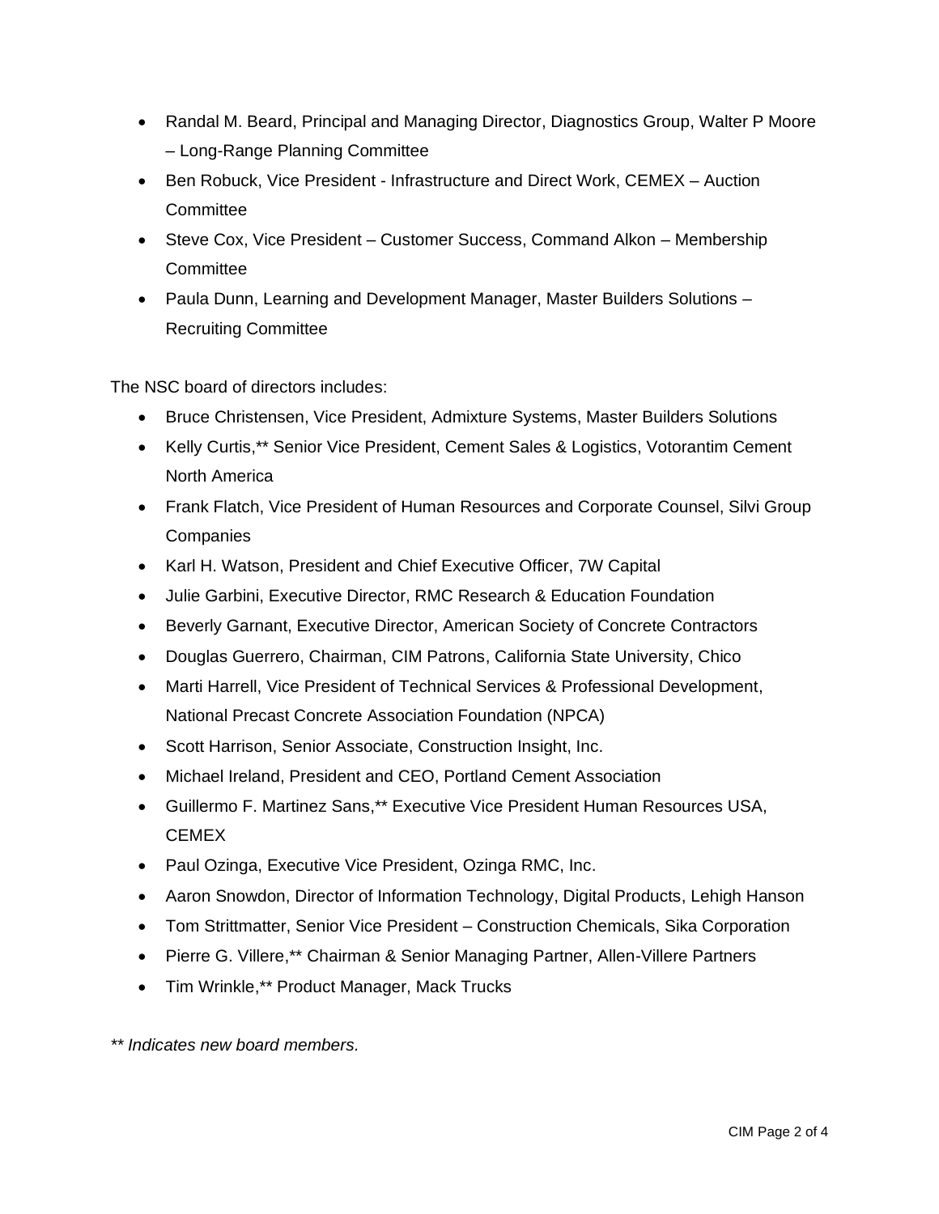- Randal M. Beard, Principal and Managing Director, Diagnostics Group, Walter P Moore – Long-Range Planning Committee
- Ben Robuck, Vice President - Infrastructure and Direct Work, CEMEX – Auction Committee
- Steve Cox, Vice President – Customer Success, Command Alkon – Membership Committee
- Paula Dunn, Learning and Development Manager, Master Builders Solutions – Recruiting Committee

The NSC board of directors includes:

- Bruce Christensen, Vice President, Admixture Systems, Master Builders Solutions
- Kelly Curtis,** Senior Vice President, Cement Sales & Logistics, Votorantim Cement North America
- Frank Flatch, Vice President of Human Resources and Corporate Counsel, Silvi Group Companies
- Karl H. Watson, President and Chief Executive Officer, 7W Capital
- Julie Garbini, Executive Director, RMC Research & Education Foundation
- Beverly Garnant, Executive Director, American Society of Concrete Contractors
- Douglas Guerrero, Chairman, CIM Patrons, California State University, Chico
- Marti Harrell, Vice President of Technical Services & Professional Development, National Precast Concrete Association Foundation (NPCA)
- Scott Harrison, Senior Associate, Construction Insight, Inc.
- Michael Ireland, President and CEO, Portland Cement Association
- Guillermo F. Martinez Sans,** Executive Vice President Human Resources USA, CEMEX
- Paul Ozinga, Executive Vice President, Ozinga RMC, Inc.
- Aaron Snowdon, Director of Information Technology, Digital Products, Lehigh Hanson
- Tom Strittmatter, Senior Vice President – Construction Chemicals, Sika Corporation
- Pierre G. Villere,** Chairman & Senior Managing Partner, Allen-Villere Partners
- Tim Wrinkle,** Product Manager, Mack Trucks

*** Indicates new board members.*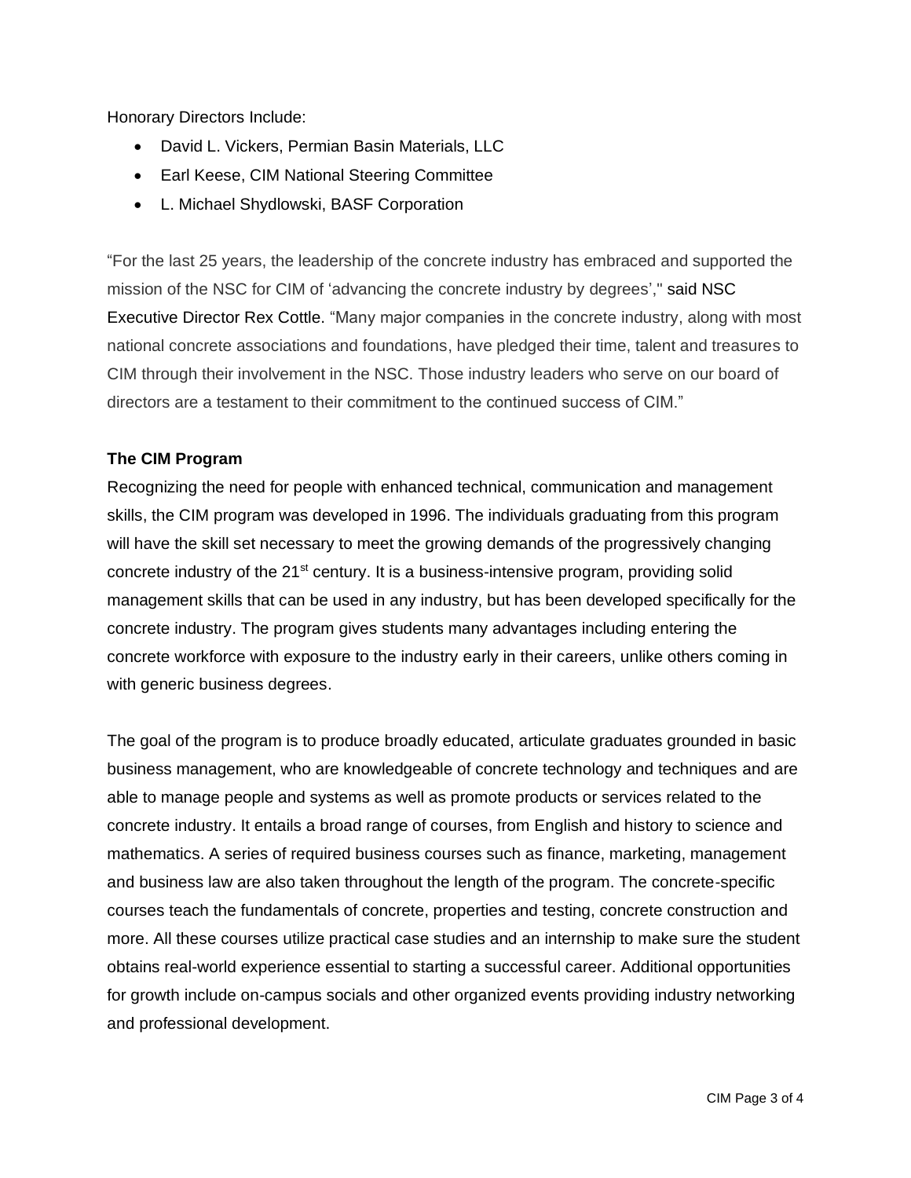Honorary Directors Include:

- David L. Vickers, Permian Basin Materials, LLC
- Earl Keese, CIM National Steering Committee
- L. Michael Shydlowski, BASF Corporation

"For the last 25 years, the leadership of the concrete industry has embraced and supported the mission of the NSC for CIM of 'advancing the concrete industry by degrees'," said NSC Executive Director Rex Cottle. "Many major companies in the concrete industry, along with most national concrete associations and foundations, have pledged their time, talent and treasures to CIM through their involvement in the NSC. Those industry leaders who serve on our board of directors are a testament to their commitment to the continued success of CIM."

**The CIM Program**

Recognizing the need for people with enhanced technical, communication and management skills, the CIM program was developed in 1996. The individuals graduating from this program will have the skill set necessary to meet the growing demands of the progressively changing concrete industry of the 21st century. It is a business-intensive program, providing solid management skills that can be used in any industry, but has been developed specifically for the concrete industry. The program gives students many advantages including entering the concrete workforce with exposure to the industry early in their careers, unlike others coming in with generic business degrees.

The goal of the program is to produce broadly educated, articulate graduates grounded in basic business management, who are knowledgeable of concrete technology and techniques and are able to manage people and systems as well as promote products or services related to the concrete industry. It entails a broad range of courses, from English and history to science and mathematics. A series of required business courses such as finance, marketing, management and business law are also taken throughout the length of the program. The concrete-specific courses teach the fundamentals of concrete, properties and testing, concrete construction and more. All these courses utilize practical case studies and an internship to make sure the student obtains real-world experience essential to starting a successful career. Additional opportunities for growth include on-campus socials and other organized events providing industry networking and professional development.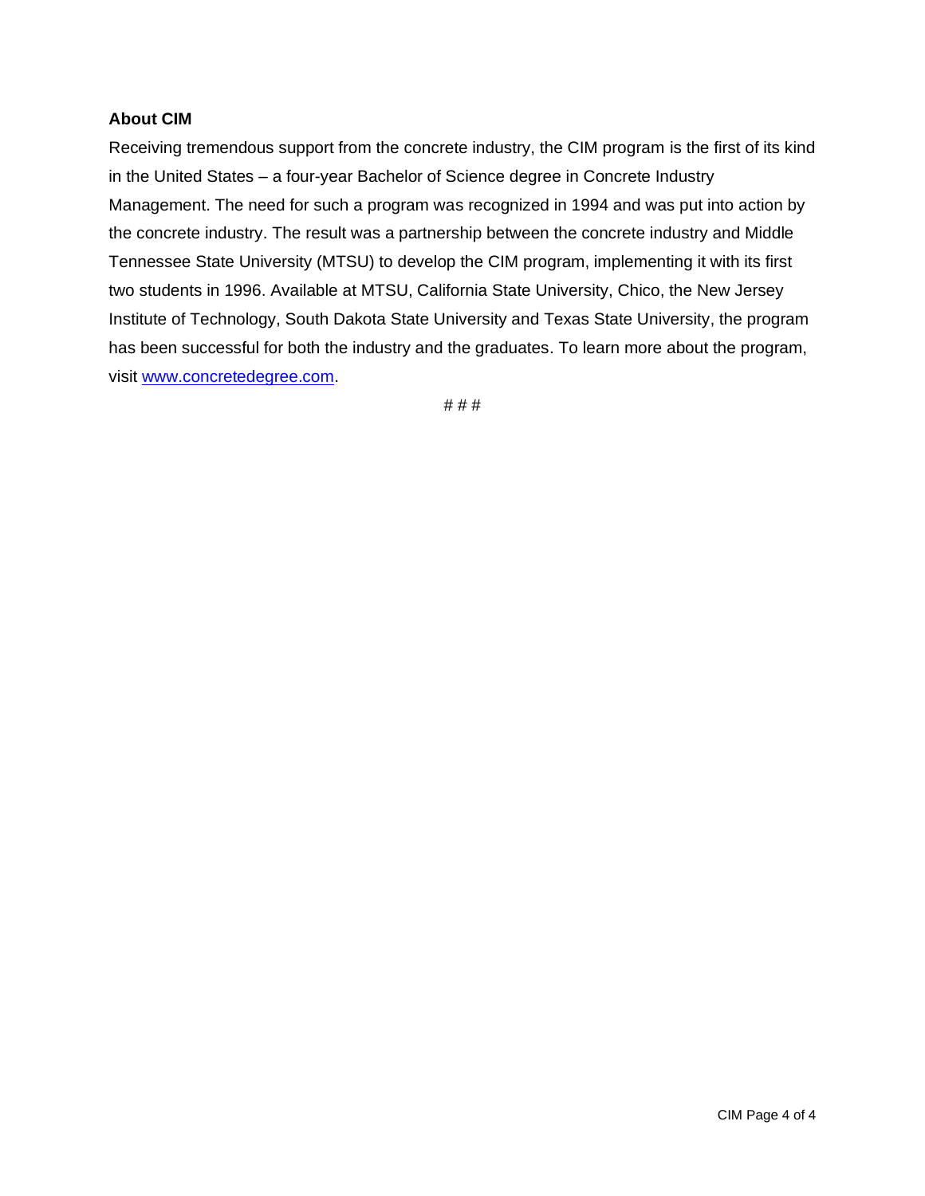**About CIM**

Receiving tremendous support from the concrete industry, the CIM program is the first of its kind in the United States – a four-year Bachelor of Science degree in Concrete Industry Management. The need for such a program was recognized in 1994 and was put into action by the concrete industry. The result was a partnership between the concrete industry and Middle Tennessee State University (MTSU) to develop the CIM program, implementing it with its first two students in 1996. Available at MTSU, California State University, Chico, the New Jersey Institute of Technology, South Dakota State University and Texas State University, the program has been successful for both the industry and the graduates. To learn more about the program, visit www.concretedegree.com.

# # #